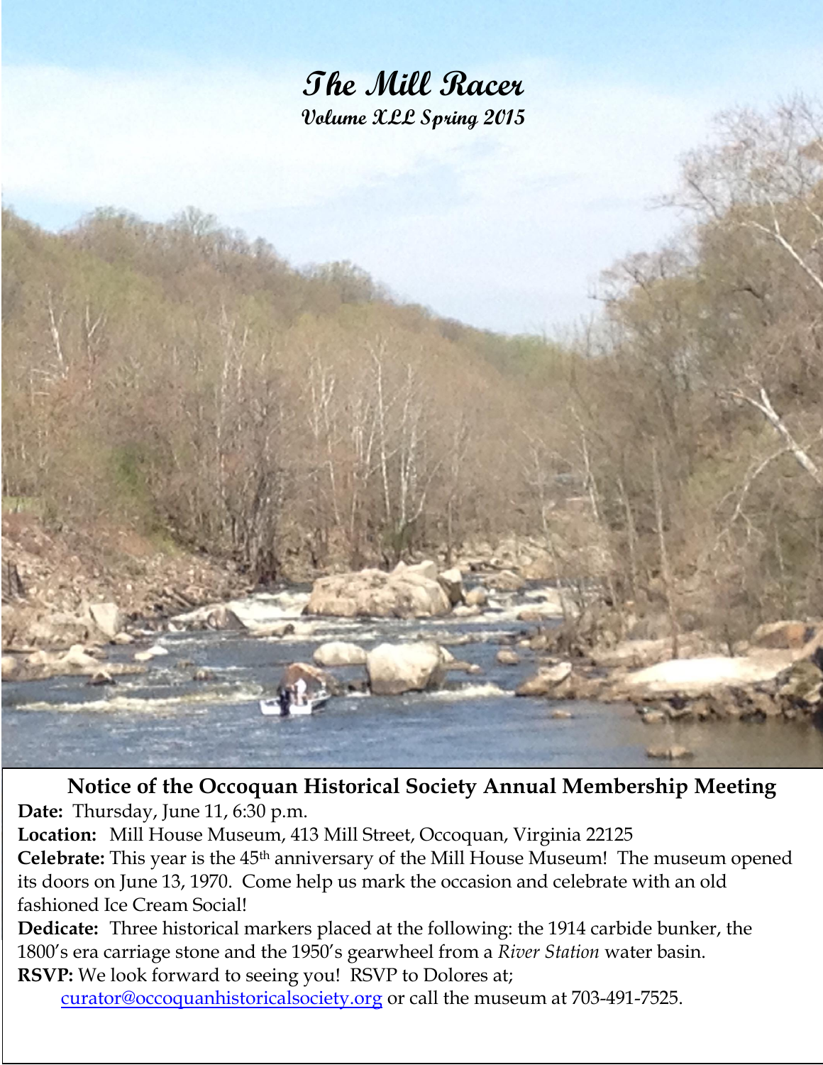# The Mill Racer

### Volume XLL Spring 2015

**Notice of the Occoquan Historical Society Annual Membership Meeting**

**Date:** Thursday, June 11, 6:30 p.m.

**Location:** Mill House Museum, 413 Mill Street, Occoquan, Virginia 22125

**Celebrate:** This year is the 45th anniversary of the Mill House Museum! The museum opened its doors on June 13, 1970. Come help us mark the occasion and celebrate with an old fashioned Ice Cream Social!

**Dedicate:** Three historical markers placed at the following: the 1914 carbide bunker, the 1800's era carriage stone and the 1950's gearwheel from a *River Station* water basin.

**RSVP:** We look forward to seeing you! RSVP to Dolores at; curator@occoquanhistoricalsociety.org or call the museum at 703-491-7525.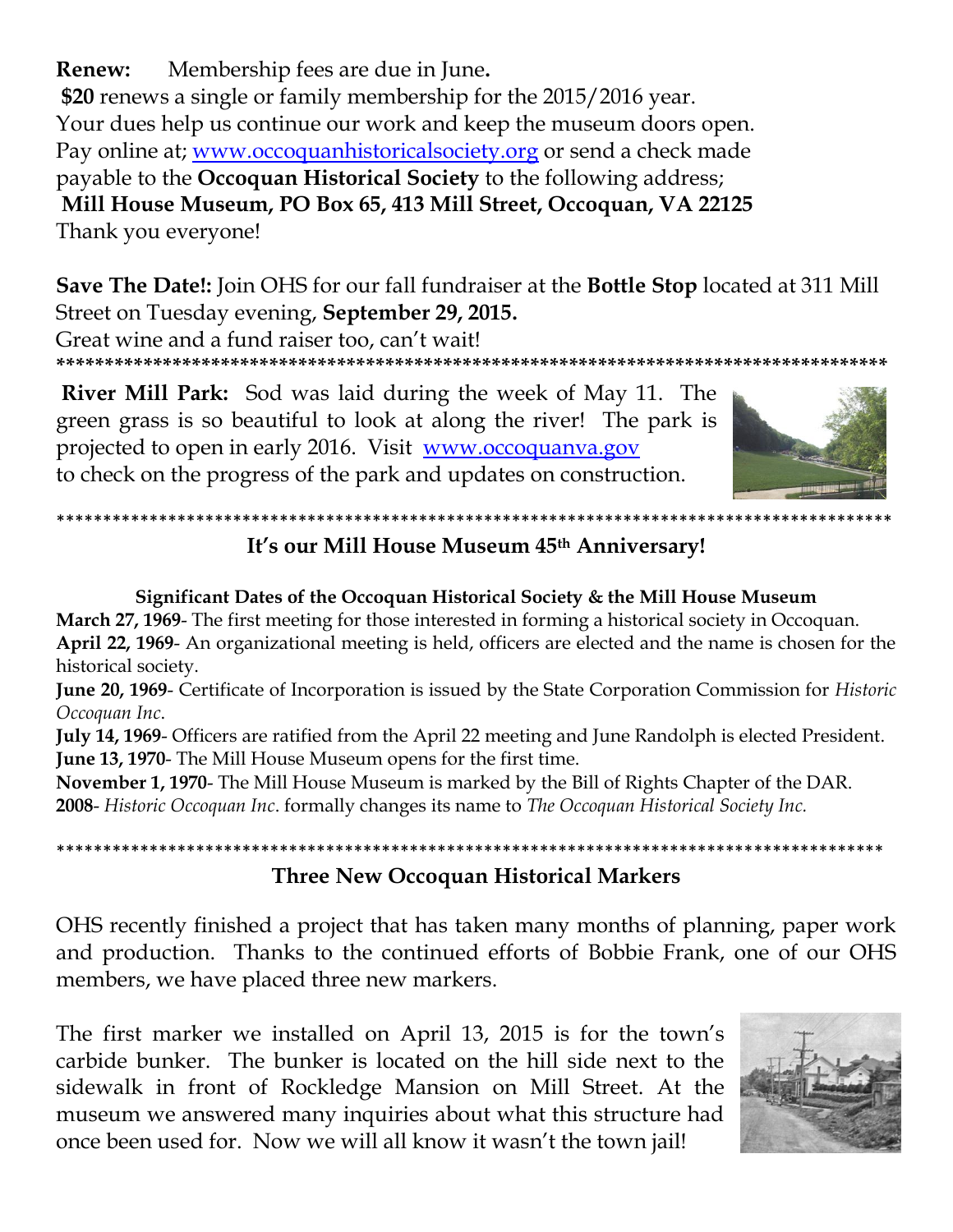**Renew:** Membership fees are due in June**.**

**$20** renews a single or family membership for the 2015/2016 year.
Your dues help us continue our work and keep the museum doors open.
Pay online at; www.occoquanhistoricalsociety.org or send a check made payable to the **Occoquan Historical Society** to the following address;
**Mill House Museum, PO Box 65, 413 Mill Street, Occoquan, VA 22125**
Thank you everyone!

**Save The Date!:** Join OHS for our fall fundraiser at the **Bottle Stop** located at 311 Mill Street on Tuesday evening, **September 29, 2015.**
Great wine and a fund raiser too, can't wait!

\*\*\*\*\*\*\*\*\*\*\*\*\*\*\*\*\*\*\*\*\*\*\*\*\*\*\*\*\*\*\*\*\*\*\*\*\*\*\*\*\*\*\*\*\*\*\*\*\*\*\*\*\*\*\*\*\*\*\*\*\*\*\*\*\*\*\*\*\*\*\*\*\*\*\*\*\*\*\*\*

**River Mill Park:** Sod was laid during the week of May 11. The green grass is so beautiful to look at along the river! The park is projected to open in early 2016. Visit www.occoquanva.gov to check on the progress of the park and updates on construction.

\*\*\*\*\*\*\*\*\*\*\*\*\*\*\*\*\*\*\*\*\*\*\*\*\*\*\*\*\*\*\*\*\*\*\*\*\*\*\*\*\*\*\*\*\*\*\*\*\*\*\*\*\*\*\*\*\*\*\*\*\*\*\*\*\*\*\*\*\*\*\*\*\*\*\*\*\*\*\*\*

## It's our Mill House Museum 45th Anniversary!

### Significant Dates of the Occoquan Historical Society & the Mill House Museum

**March 27, 1969**- The first meeting for those interested in forming a historical society in Occoquan.
**April 22, 1969**- An organizational meeting is held, officers are elected and the name is chosen for the historical society.
**June 20, 1969**- Certificate of Incorporation is issued by the State Corporation Commission for *Historic Occoquan Inc*.
**July 14, 1969**- Officers are ratified from the April 22 meeting and June Randolph is elected President.
**June 13, 1970**- The Mill House Museum opens for the first time.
**November 1, 1970**- The Mill House Museum is marked by the Bill of Rights Chapter of the DAR.
**2008**- *Historic Occoquan Inc*. formally changes its name to *The Occoquan Historical Society Inc.*

\*\*\*\*\*\*\*\*\*\*\*\*\*\*\*\*\*\*\*\*\*\*\*\*\*\*\*\*\*\*\*\*\*\*\*\*\*\*\*\*\*\*\*\*\*\*\*\*\*\*\*\*\*\*\*\*\*\*\*\*\*\*\*\*\*\*\*\*\*\*\*\*\*\*\*\*\*\*\*\*

## Three New Occoquan Historical Markers

OHS recently finished a project that has taken many months of planning, paper work and production. Thanks to the continued efforts of Bobbie Frank, one of our OHS members, we have placed three new markers.

The first marker we installed on April 13, 2015 is for the town's carbide bunker. The bunker is located on the hill side next to the sidewalk in front of Rockledge Mansion on Mill Street. At the museum we answered many inquiries about what this structure had once been used for. Now we will all know it wasn't the town jail!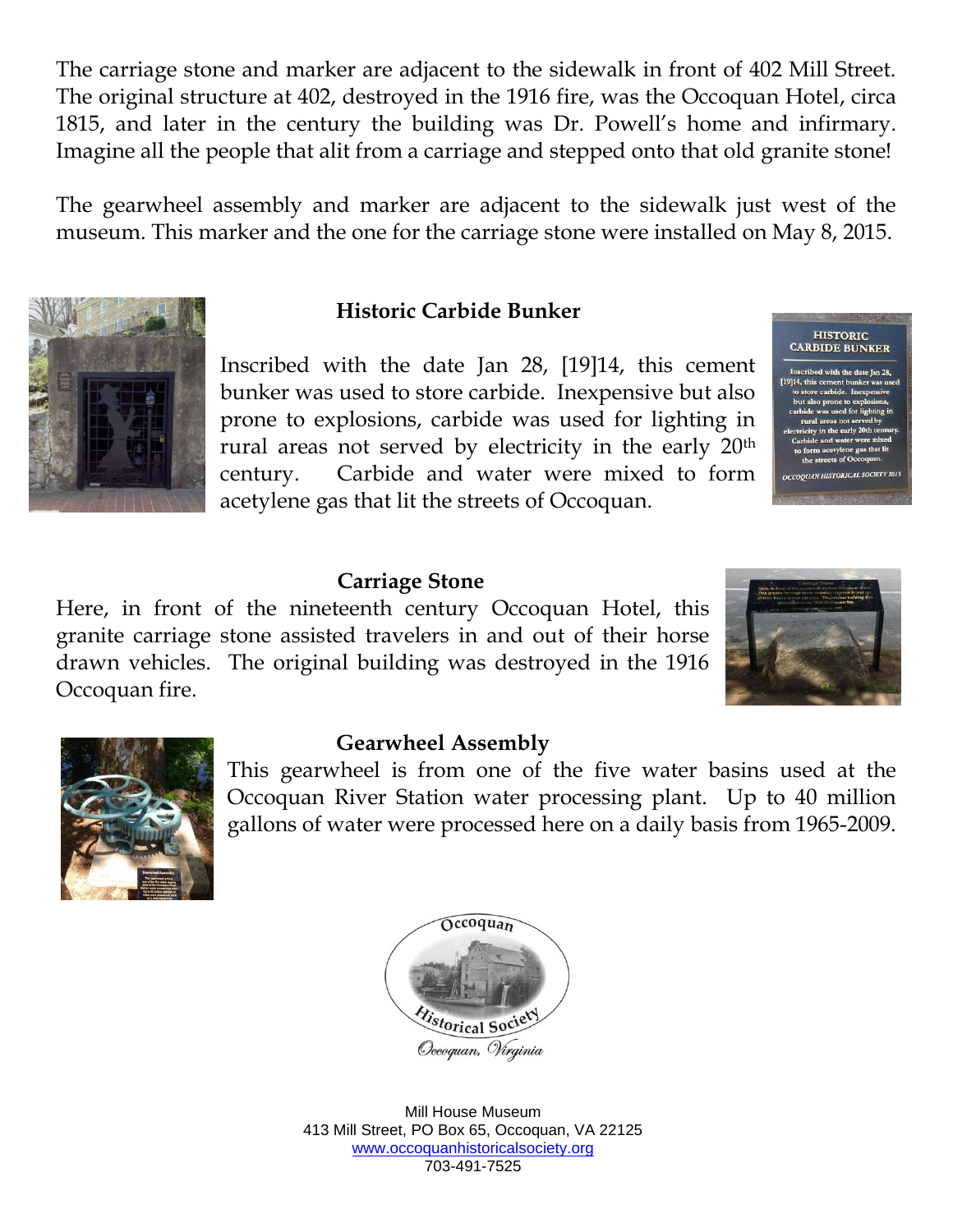The carriage stone and marker are adjacent to the sidewalk in front of 402 Mill Street. The original structure at 402, destroyed in the 1916 fire, was the Occoquan Hotel, circa 1815, and later in the century the building was Dr. Powell's home and infirmary. Imagine all the people that alit from a carriage and stepped onto that old granite stone!

The gearwheel assembly and marker are adjacent to the sidewalk just west of the museum. This marker and the one for the carriage stone were installed on May 8, 2015.

### Historic Carbide Bunker

Inscribed with the date Jan 28, [19]14, this cement bunker was used to store carbide. Inexpensive but also prone to explosions, carbide was used for lighting in rural areas not served by electricity in the early 20th century. Carbide and water were mixed to form acetylene gas that lit the streets of Occoquan.

### Carriage Stone

Here, in front of the nineteenth century Occoquan Hotel, this granite carriage stone assisted travelers in and out of their horse drawn vehicles. The original building was destroyed in the 1916 Occoquan fire.

### Gearwheel Assembly

This gearwheel is from one of the five water basins used at the Occoquan River Station water processing plant. Up to 40 million gallons of water were processed here on a daily basis from 1965-2009.

Occoquan Historical Society
Occoquan, Virginia

Mill House Museum
413 Mill Street, PO Box 65, Occoquan, VA 22125
www.occoquanhistoricalsociety.org
703-491-7525